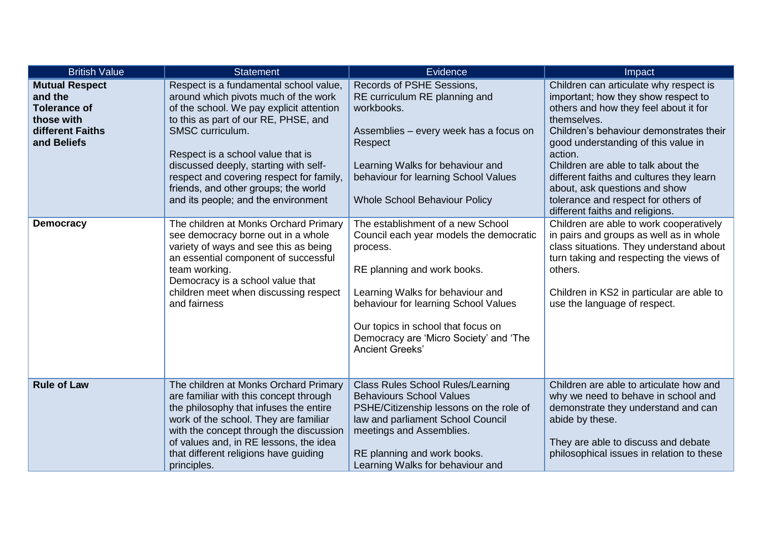| British Value | Statement | Evidence | Impact |
| --- | --- | --- | --- |
| **Mutual Respect and the Tolerance of those with different Faiths and Beliefs** | Respect is a fundamental school value, around which pivots much of the work of the school. We pay explicit attention to this as part of our RE, PHSE, and SMSC curriculum.<br><br>Respect is a school value that is discussed deeply, starting with self-respect and covering respect for family, friends, and other groups; the world and its people; and the environment | Records of PSHE Sessions,<br>RE curriculum RE planning and workbooks.<br><br>Assemblies – every week has a focus on Respect<br><br>Learning Walks for behaviour and behaviour for learning School Values<br><br>Whole School Behaviour Policy | Children can articulate why respect is important; how they show respect to others and how they feel about it for themselves.<br>Children's behaviour demonstrates their good understanding of this value in action.<br>Children are able to talk about the different faiths and cultures they learn about, ask questions and show tolerance and respect for others of different faiths and religions. |
| **Democracy** | The children at Monks Orchard Primary see democracy borne out in a whole variety of ways and see this as being an essential component of successful team working.<br>Democracy is a school value that children meet when discussing respect and fairness | The establishment of a new School Council each year models the democratic process.<br><br>RE planning and work books.<br><br>Learning Walks for behaviour and behaviour for learning School Values<br><br>Our topics in school that focus on Democracy are 'Micro Society' and 'The Ancient Greeks' | Children are able to work cooperatively in pairs and groups as well as in whole class situations. They understand about turn taking and respecting the views of others.<br><br>Children in KS2 in particular are able to use the language of respect. |
| **Rule of Law** | The children at Monks Orchard Primary are familiar with this concept through the philosophy that infuses the entire work of the school. They are familiar with the concept through the discussion of values and, in RE lessons, the idea that different religions have guiding principles. | Class Rules School Rules/Learning Behaviours School Values<br>PSHE/Citizenship lessons on the role of law and parliament School Council meetings and Assemblies.<br><br>RE planning and work books.<br>Learning Walks for behaviour and | Children are able to articulate how and why we need to behave in school and demonstrate they understand and can abide by these.<br><br>They are able to discuss and debate philosophical issues in relation to these |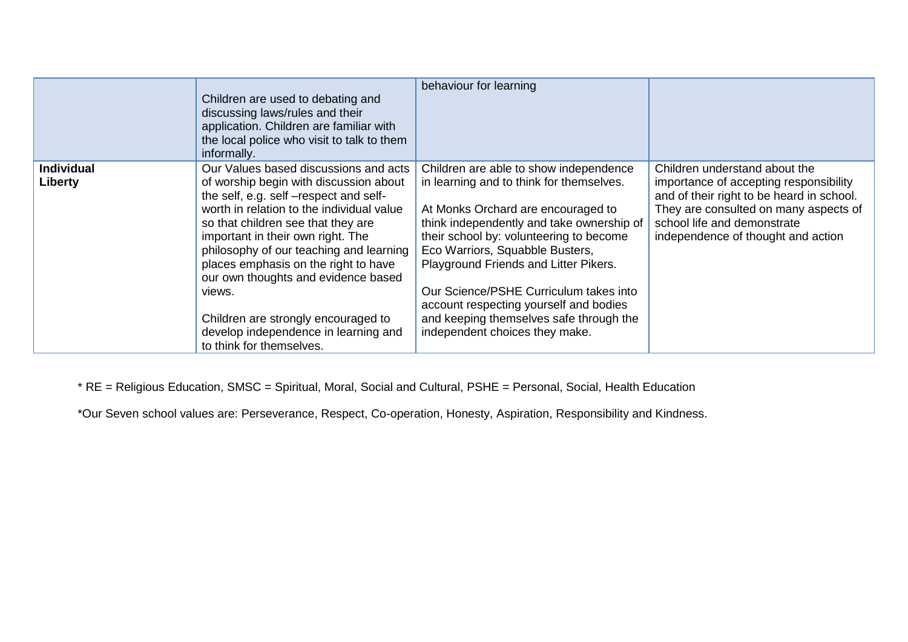| | | | |
|---|---|---|---|
| | Children are used to debating and discussing laws/rules and their application. Children are familiar with the local police who visit to talk to them informally. | behaviour for learning | |
| **Individual Liberty** | Our Values based discussions and acts of worship begin with discussion about the self, e.g. self –respect and self-worth in relation to the individual value so that children see that they are important in their own right. The philosophy of our teaching and learning places emphasis on the right to have our own thoughts and evidence based views.<br><br>Children are strongly encouraged to develop independence in learning and to think for themselves. | Children are able to show independence in learning and to think for themselves.<br><br>At Monks Orchard are encouraged to think independently and take ownership of their school by: volunteering to become Eco Warriors, Squabble Busters, Playground Friends and Litter Pikers.<br><br>Our Science/PSHE Curriculum takes into account respecting yourself and bodies and keeping themselves safe through the independent choices they make. | Children understand about the importance of accepting responsibility and of their right to be heard in school. They are consulted on many aspects of school life and demonstrate independence of thought and action |

* RE = Religious Education, SMSC = Spiritual, Moral, Social and Cultural, PSHE = Personal, Social, Health Education

*Our Seven school values are: Perseverance, Respect, Co-operation, Honesty, Aspiration, Responsibility and Kindness.